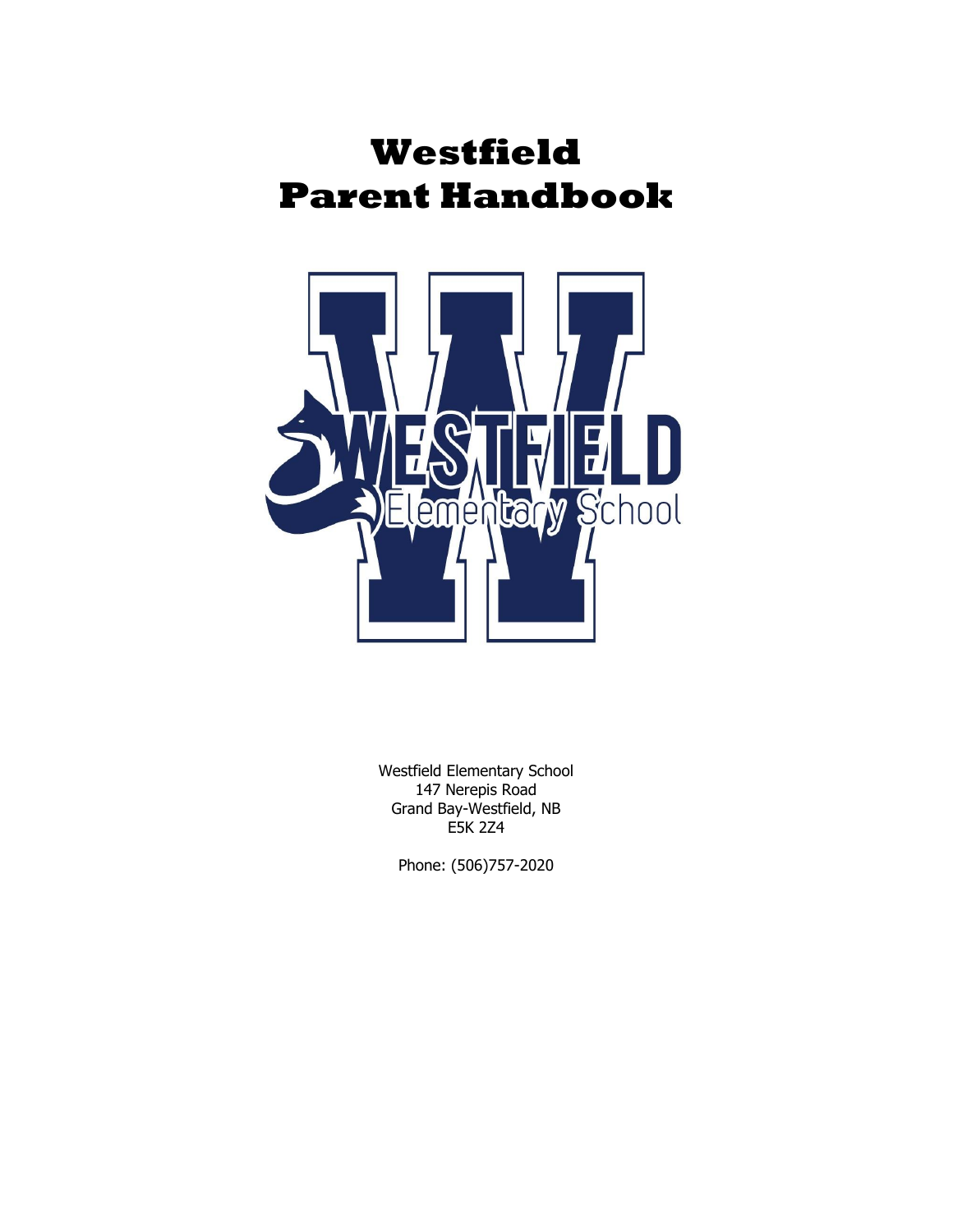# Westfield
# Parent Handbook

Westfield Elementary School
147 Nerepis Road
Grand Bay-Westfield, NB
E5K 2Z4

Phone: (506)757-2020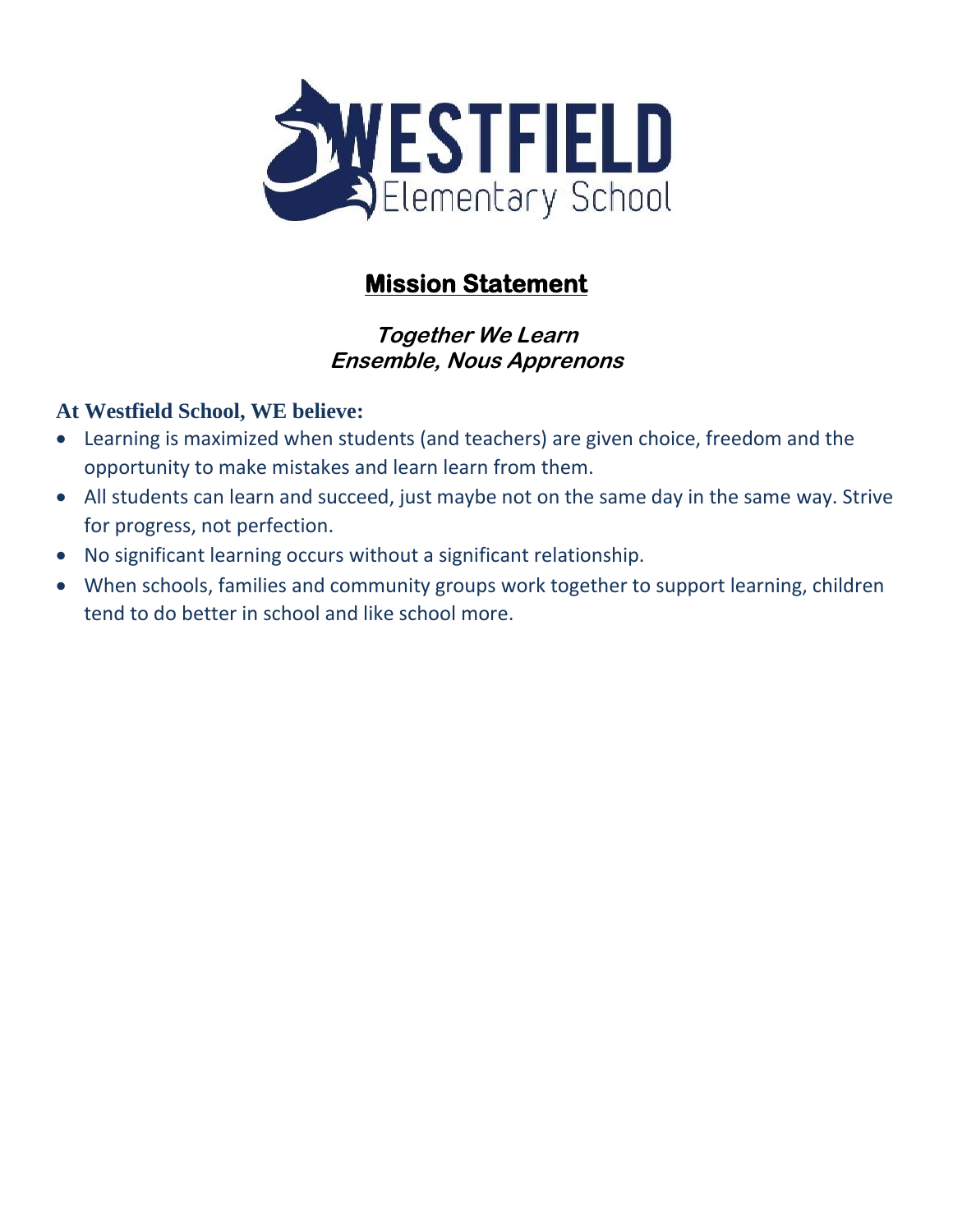WESTFIELD Elementary School

## Mission Statement

***Together We Learn***
***Ensemble, Nous Apprenons***

**At Westfield School, WE believe:**

- Learning is maximized when students (and teachers) are given choice, freedom and the opportunity to make mistakes and learn learn from them.
- All students can learn and succeed, just maybe not on the same day in the same way. Strive for progress, not perfection.
- No significant learning occurs without a significant relationship.
- When schools, families and community groups work together to support learning, children tend to do better in school and like school more.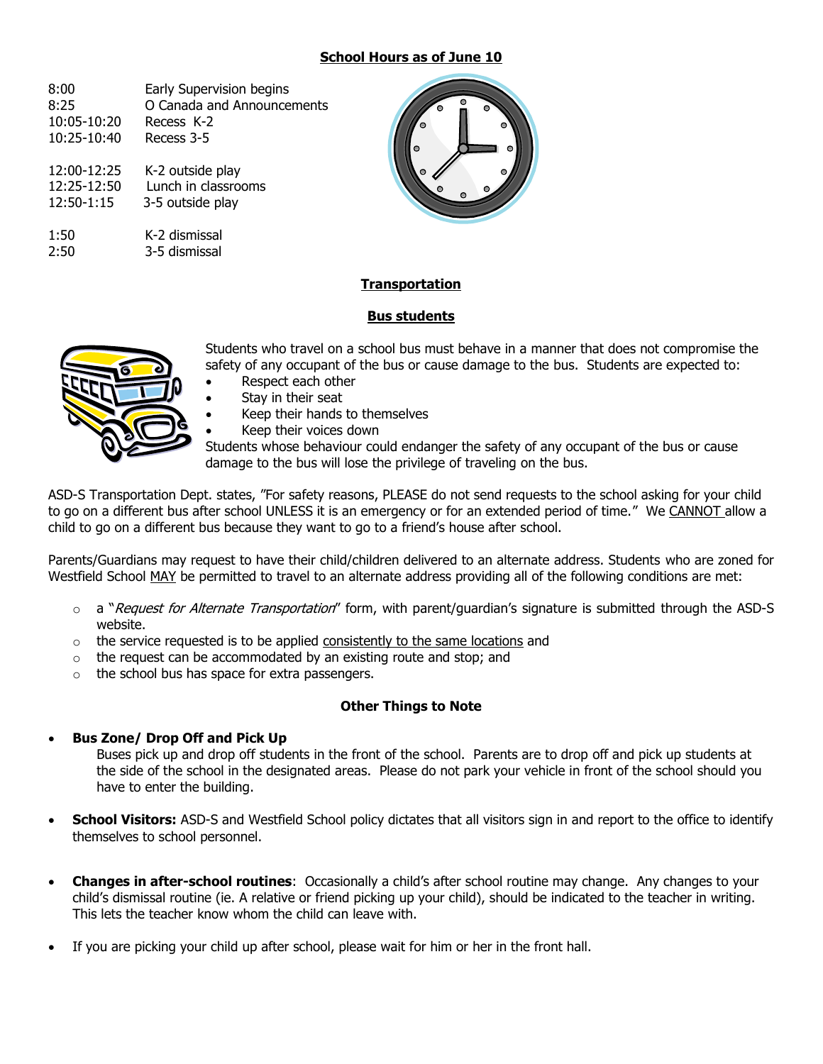## School Hours as of June 10

| | |
|---|---|
| 8:00 | Early Supervision begins |
| 8:25 | O Canada and Announcements |
| 10:05-10:20 | Recess K-2 |
| 10:25-10:40 | Recess 3-5 |
| 12:00-12:25 | K-2 outside play |
| 12:25-12:50 | Lunch in classrooms |
| 12:50-1:15 | 3-5 outside play |
| 1:50 | K-2 dismissal |
| 2:50 | 3-5 dismissal |

## Transportation

### Bus students

Students who travel on a school bus must behave in a manner that does not compromise the safety of any occupant of the bus or cause damage to the bus. Students are expected to:

- Respect each other
- Stay in their seat
- Keep their hands to themselves
- Keep their voices down

Students whose behaviour could endanger the safety of any occupant of the bus or cause damage to the bus will lose the privilege of traveling on the bus.

ASD-S Transportation Dept. states, "For safety reasons, PLEASE do not send requests to the school asking for your child to go on a different bus after school UNLESS it is an emergency or for an extended period of time." We CANNOT allow a child to go on a different bus because they want to go to a friend's house after school.

Parents/Guardians may request to have their child/children delivered to an alternate address. Students who are zoned for Westfield School MAY be permitted to travel to an alternate address providing all of the following conditions are met:

- a "*Request for Alternate Transportation*" form, with parent/guardian's signature is submitted through the ASD-S website.
- the service requested is to be applied consistently to the same locations and
- the request can be accommodated by an existing route and stop; and
- the school bus has space for extra passengers.

### Other Things to Note

- **Bus Zone/ Drop Off and Pick Up**
  Buses pick up and drop off students in the front of the school. Parents are to drop off and pick up students at the side of the school in the designated areas. Please do not park your vehicle in front of the school should you have to enter the building.

- **School Visitors:** ASD-S and Westfield School policy dictates that all visitors sign in and report to the office to identify themselves to school personnel.

- **Changes in after-school routines**: Occasionally a child's after school routine may change. Any changes to your child's dismissal routine (ie. A relative or friend picking up your child), should be indicated to the teacher in writing. This lets the teacher know whom the child can leave with.

- If you are picking your child up after school, please wait for him or her in the front hall.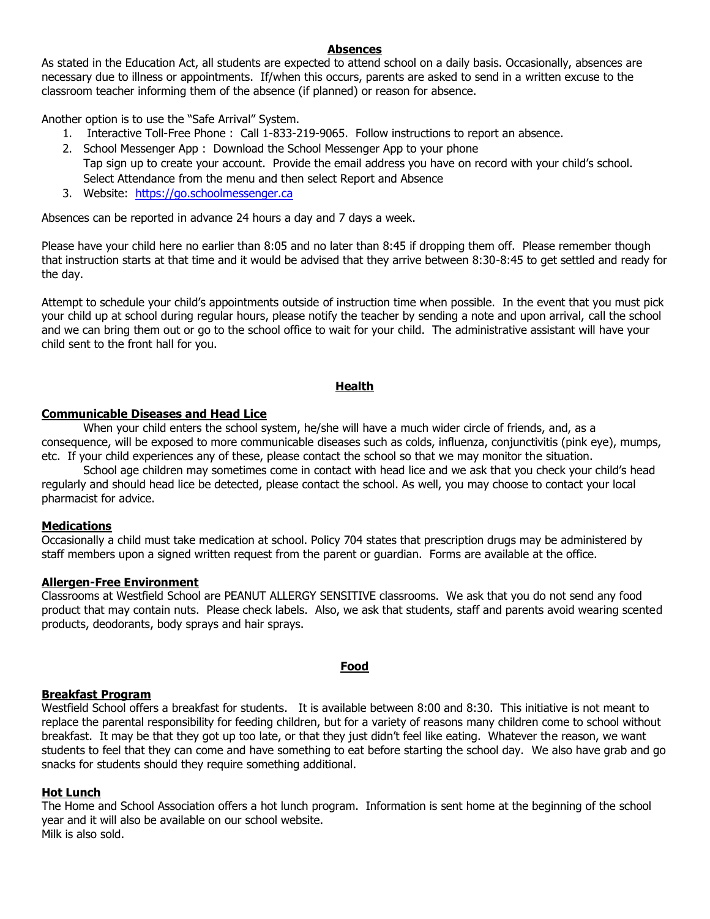## Absences

As stated in the Education Act, all students are expected to attend school on a daily basis. Occasionally, absences are necessary due to illness or appointments. If/when this occurs, parents are asked to send in a written excuse to the classroom teacher informing them of the absence (if planned) or reason for absence.

Another option is to use the "Safe Arrival" System.

1. Interactive Toll-Free Phone : Call 1-833-219-9065. Follow instructions to report an absence.
2. School Messenger App : Download the School Messenger App to your phone
   Tap sign up to create your account. Provide the email address you have on record with your child's school.
   Select Attendance from the menu and then select Report and Absence
3. Website: [https://go.schoolmessenger.ca](https://go.schoolmessenger.ca)

Absences can be reported in advance 24 hours a day and 7 days a week.

Please have your child here no earlier than 8:05 and no later than 8:45 if dropping them off. Please remember though that instruction starts at that time and it would be advised that they arrive between 8:30-8:45 to get settled and ready for the day.

Attempt to schedule your child's appointments outside of instruction time when possible. In the event that you must pick your child up at school during regular hours, please notify the teacher by sending a note and upon arrival, call the school and we can bring them out or go to the school office to wait for your child. The administrative assistant will have your child sent to the front hall for you.

## Health

### Communicable Diseases and Head Lice

When your child enters the school system, he/she will have a much wider circle of friends, and, as a consequence, will be exposed to more communicable diseases such as colds, influenza, conjunctivitis (pink eye), mumps, etc. If your child experiences any of these, please contact the school so that we may monitor the situation.

School age children may sometimes come in contact with head lice and we ask that you check your child's head regularly and should head lice be detected, please contact the school. As well, you may choose to contact your local pharmacist for advice.

### Medications

Occasionally a child must take medication at school. Policy 704 states that prescription drugs may be administered by staff members upon a signed written request from the parent or guardian. Forms are available at the office.

### Allergen-Free Environment

Classrooms at Westfield School are PEANUT ALLERGY SENSITIVE classrooms. We ask that you do not send any food product that may contain nuts. Please check labels. Also, we ask that students, staff and parents avoid wearing scented products, deodorants, body sprays and hair sprays.

## Food

### Breakfast Program

Westfield School offers a breakfast for students. It is available between 8:00 and 8:30. This initiative is not meant to replace the parental responsibility for feeding children, but for a variety of reasons many children come to school without breakfast. It may be that they got up too late, or that they just didn't feel like eating. Whatever the reason, we want students to feel that they can come and have something to eat before starting the school day. We also have grab and go snacks for students should they require something additional.

### Hot Lunch

The Home and School Association offers a hot lunch program. Information is sent home at the beginning of the school year and it will also be available on our school website.
Milk is also sold.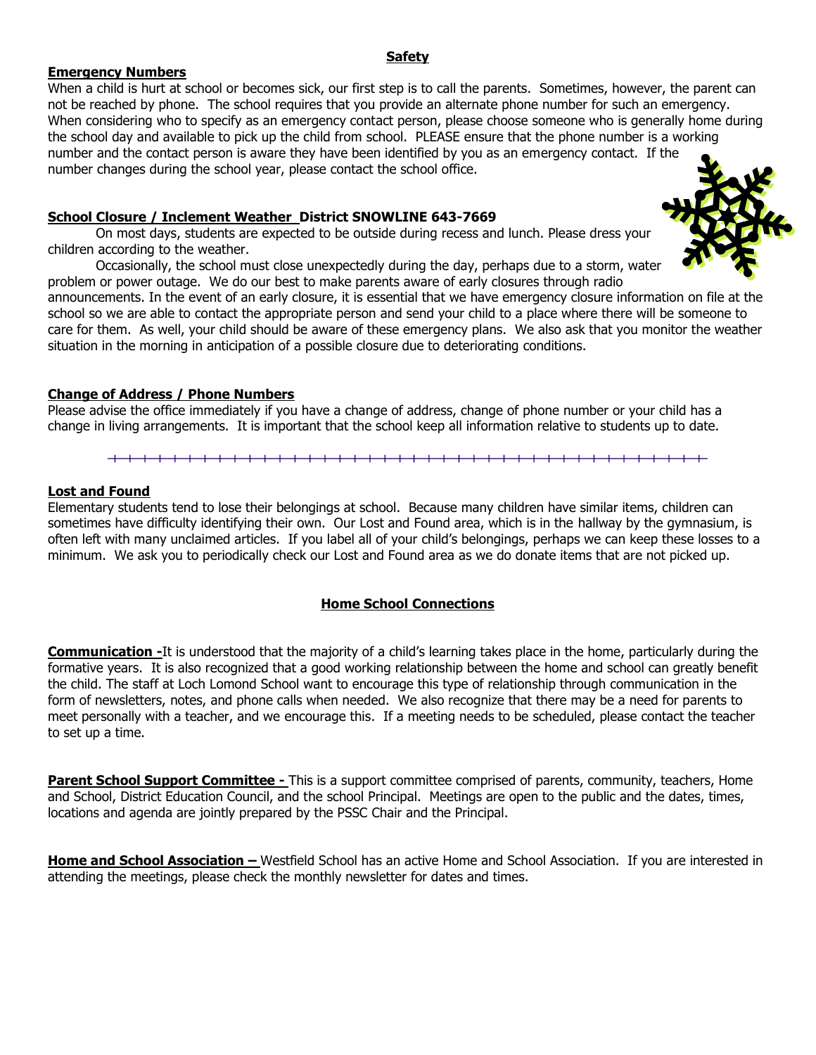## Safety

**Emergency Numbers**

When a child is hurt at school or becomes sick, our first step is to call the parents. Sometimes, however, the parent can not be reached by phone. The school requires that you provide an alternate phone number for such an emergency. When considering who to specify as an emergency contact person, please choose someone who is generally home during the school day and available to pick up the child from school. PLEASE ensure that the phone number is a working number and the contact person is aware they have been identified by you as an emergency contact. If the number changes during the school year, please contact the school office.

**School Closure / Inclement Weather District SNOWLINE 643-7669**

On most days, students are expected to be outside during recess and lunch. Please dress your children according to the weather.

Occasionally, the school must close unexpectedly during the day, perhaps due to a storm, water problem or power outage. We do our best to make parents aware of early closures through radio announcements. In the event of an early closure, it is essential that we have emergency closure information on file at the school so we are able to contact the appropriate person and send your child to a place where there will be someone to care for them. As well, your child should be aware of these emergency plans. We also ask that you monitor the weather situation in the morning in anticipation of a possible closure due to deteriorating conditions.

**Change of Address / Phone Numbers**

Please advise the office immediately if you have a change of address, change of phone number or your child has a change in living arrangements. It is important that the school keep all information relative to students up to date.

---

**Lost and Found**

Elementary students tend to lose their belongings at school. Because many children have similar items, children can sometimes have difficulty identifying their own. Our Lost and Found area, which is in the hallway by the gymnasium, is often left with many unclaimed articles. If you label all of your child's belongings, perhaps we can keep these losses to a minimum. We ask you to periodically check our Lost and Found area as we do donate items that are not picked up.

## Home School Connections

**Communication -** It is understood that the majority of a child's learning takes place in the home, particularly during the formative years. It is also recognized that a good working relationship between the home and school can greatly benefit the child. The staff at Loch Lomond School want to encourage this type of relationship through communication in the form of newsletters, notes, and phone calls when needed. We also recognize that there may be a need for parents to meet personally with a teacher, and we encourage this. If a meeting needs to be scheduled, please contact the teacher to set up a time.

**Parent School Support Committee -** This is a support committee comprised of parents, community, teachers, Home and School, District Education Council, and the school Principal. Meetings are open to the public and the dates, times, locations and agenda are jointly prepared by the PSSC Chair and the Principal.

**Home and School Association –** Westfield School has an active Home and School Association. If you are interested in attending the meetings, please check the monthly newsletter for dates and times.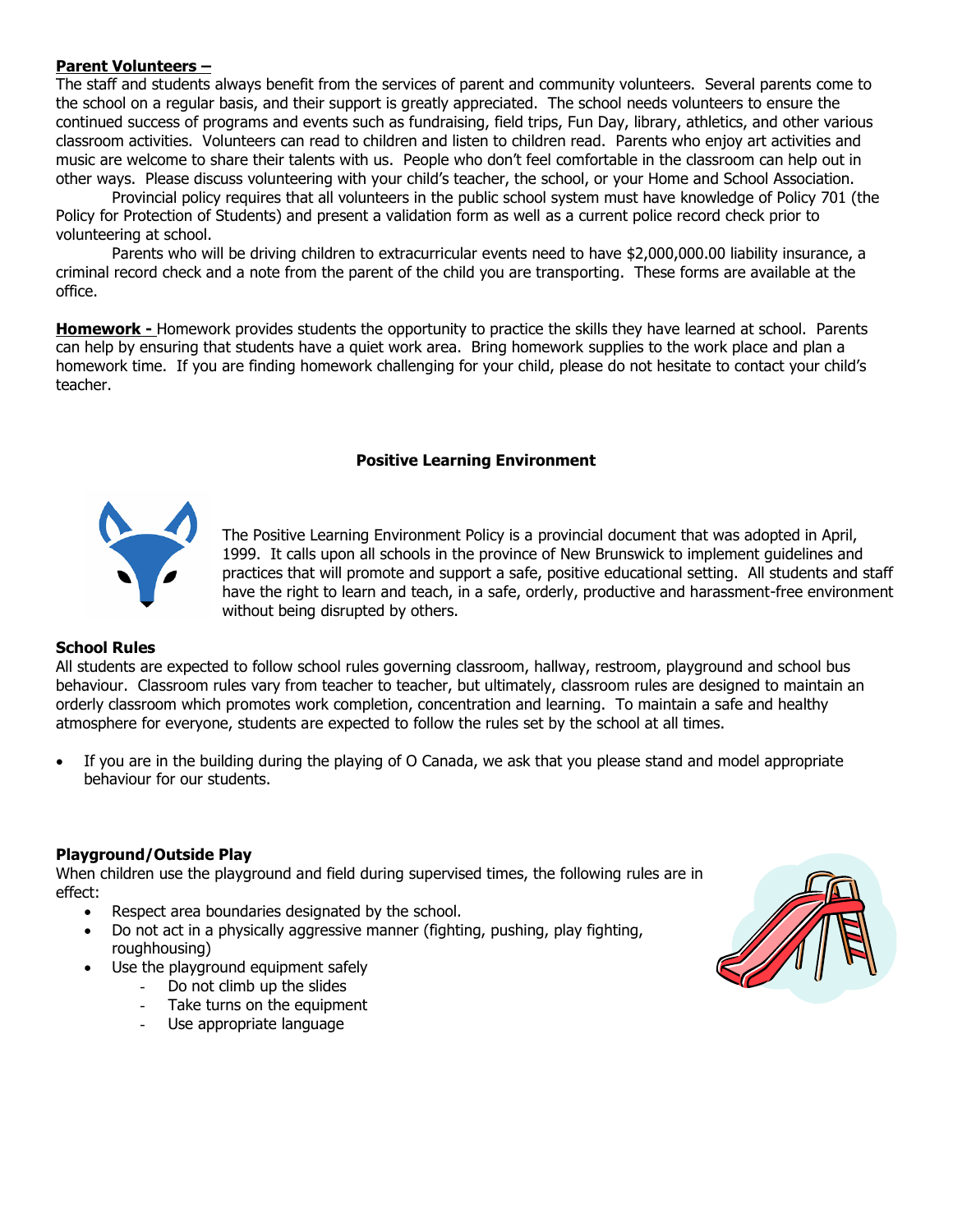**Parent Volunteers –**
The staff and students always benefit from the services of parent and community volunteers. Several parents come to the school on a regular basis, and their support is greatly appreciated. The school needs volunteers to ensure the continued success of programs and events such as fundraising, field trips, Fun Day, library, athletics, and other various classroom activities. Volunteers can read to children and listen to children read. Parents who enjoy art activities and music are welcome to share their talents with us. People who don't feel comfortable in the classroom can help out in other ways. Please discuss volunteering with your child's teacher, the school, or your Home and School Association.

Provincial policy requires that all volunteers in the public school system must have knowledge of Policy 701 (the Policy for Protection of Students) and present a validation form as well as a current police record check prior to volunteering at school.

Parents who will be driving children to extracurricular events need to have $2,000,000.00 liability insurance, a criminal record check and a note from the parent of the child you are transporting. These forms are available at the office.

**Homework -** Homework provides students the opportunity to practice the skills they have learned at school. Parents can help by ensuring that students have a quiet work area. Bring homework supplies to the work place and plan a homework time. If you are finding homework challenging for your child, please do not hesitate to contact your child's teacher.

## Positive Learning Environment

The Positive Learning Environment Policy is a provincial document that was adopted in April, 1999. It calls upon all schools in the province of New Brunswick to implement guidelines and practices that will promote and support a safe, positive educational setting. All students and staff have the right to learn and teach, in a safe, orderly, productive and harassment-free environment without being disrupted by others.

### School Rules

All students are expected to follow school rules governing classroom, hallway, restroom, playground and school bus behaviour. Classroom rules vary from teacher to teacher, but ultimately, classroom rules are designed to maintain an orderly classroom which promotes work completion, concentration and learning. To maintain a safe and healthy atmosphere for everyone, students are expected to follow the rules set by the school at all times.

- If you are in the building during the playing of O Canada, we ask that you please stand and model appropriate behaviour for our students.

### Playground/Outside Play

When children use the playground and field during supervised times, the following rules are in effect:

- Respect area boundaries designated by the school.
- Do not act in a physically aggressive manner (fighting, pushing, play fighting, roughhousing)
- Use the playground equipment safely
  - Do not climb up the slides
  - Take turns on the equipment
  - Use appropriate language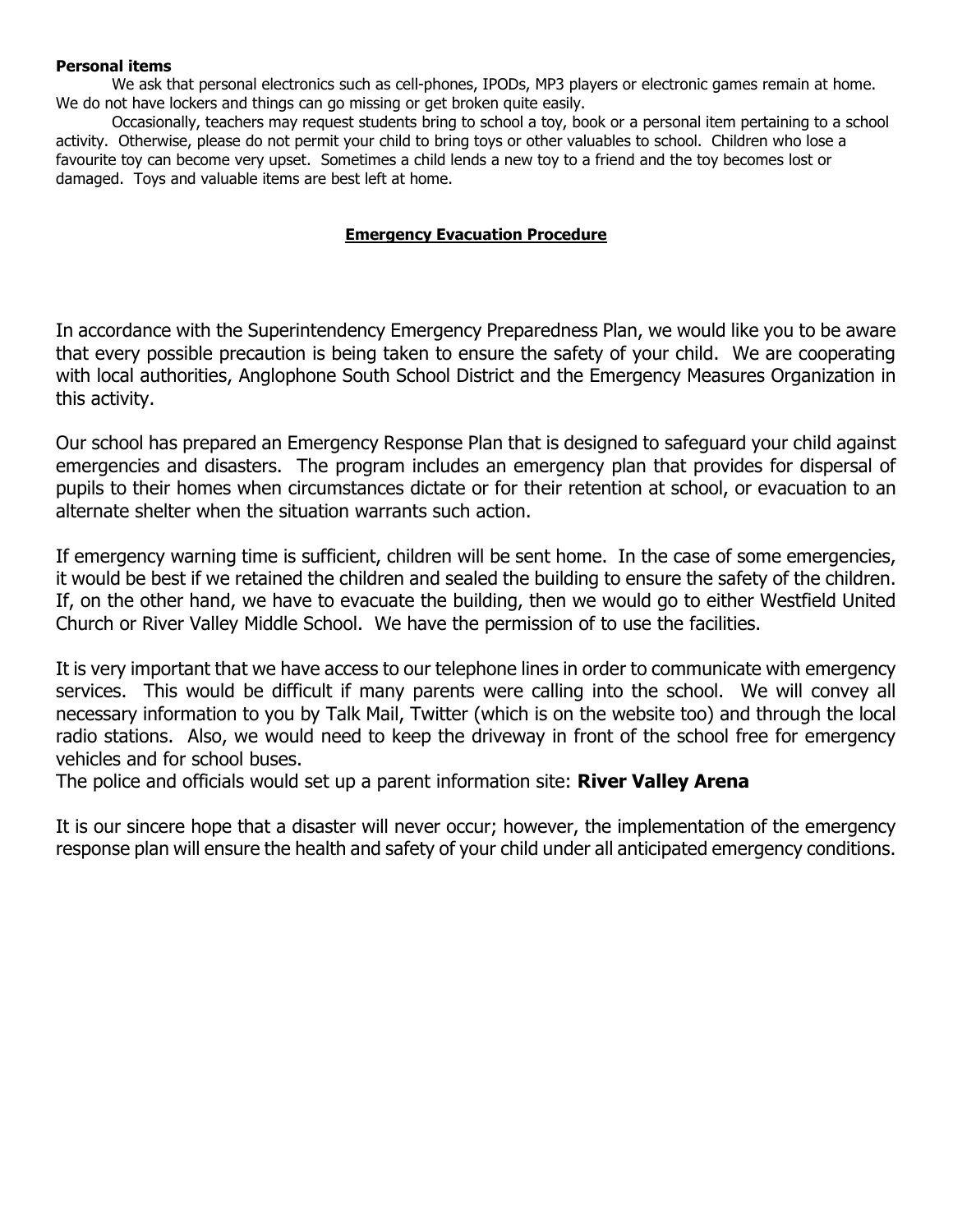**Personal items**

We ask that personal electronics such as cell-phones, IPODs, MP3 players or electronic games remain at home. We do not have lockers and things can go missing or get broken quite easily.

Occasionally, teachers may request students bring to school a toy, book or a personal item pertaining to a school activity. Otherwise, please do not permit your child to bring toys or other valuables to school. Children who lose a favourite toy can become very upset. Sometimes a child lends a new toy to a friend and the toy becomes lost or damaged. Toys and valuable items are best left at home.

## Emergency Evacuation Procedure

In accordance with the Superintendency Emergency Preparedness Plan, we would like you to be aware that every possible precaution is being taken to ensure the safety of your child. We are cooperating with local authorities, Anglophone South School District and the Emergency Measures Organization in this activity.

Our school has prepared an Emergency Response Plan that is designed to safeguard your child against emergencies and disasters. The program includes an emergency plan that provides for dispersal of pupils to their homes when circumstances dictate or for their retention at school, or evacuation to an alternate shelter when the situation warrants such action.

If emergency warning time is sufficient, children will be sent home. In the case of some emergencies, it would be best if we retained the children and sealed the building to ensure the safety of the children. If, on the other hand, we have to evacuate the building, then we would go to either Westfield United Church or River Valley Middle School. We have the permission of to use the facilities.

It is very important that we have access to our telephone lines in order to communicate with emergency services. This would be difficult if many parents were calling into the school. We will convey all necessary information to you by Talk Mail, Twitter (which is on the website too) and through the local radio stations. Also, we would need to keep the driveway in front of the school free for emergency vehicles and for school buses.

The police and officials would set up a parent information site: **River Valley Arena**

It is our sincere hope that a disaster will never occur; however, the implementation of the emergency response plan will ensure the health and safety of your child under all anticipated emergency conditions.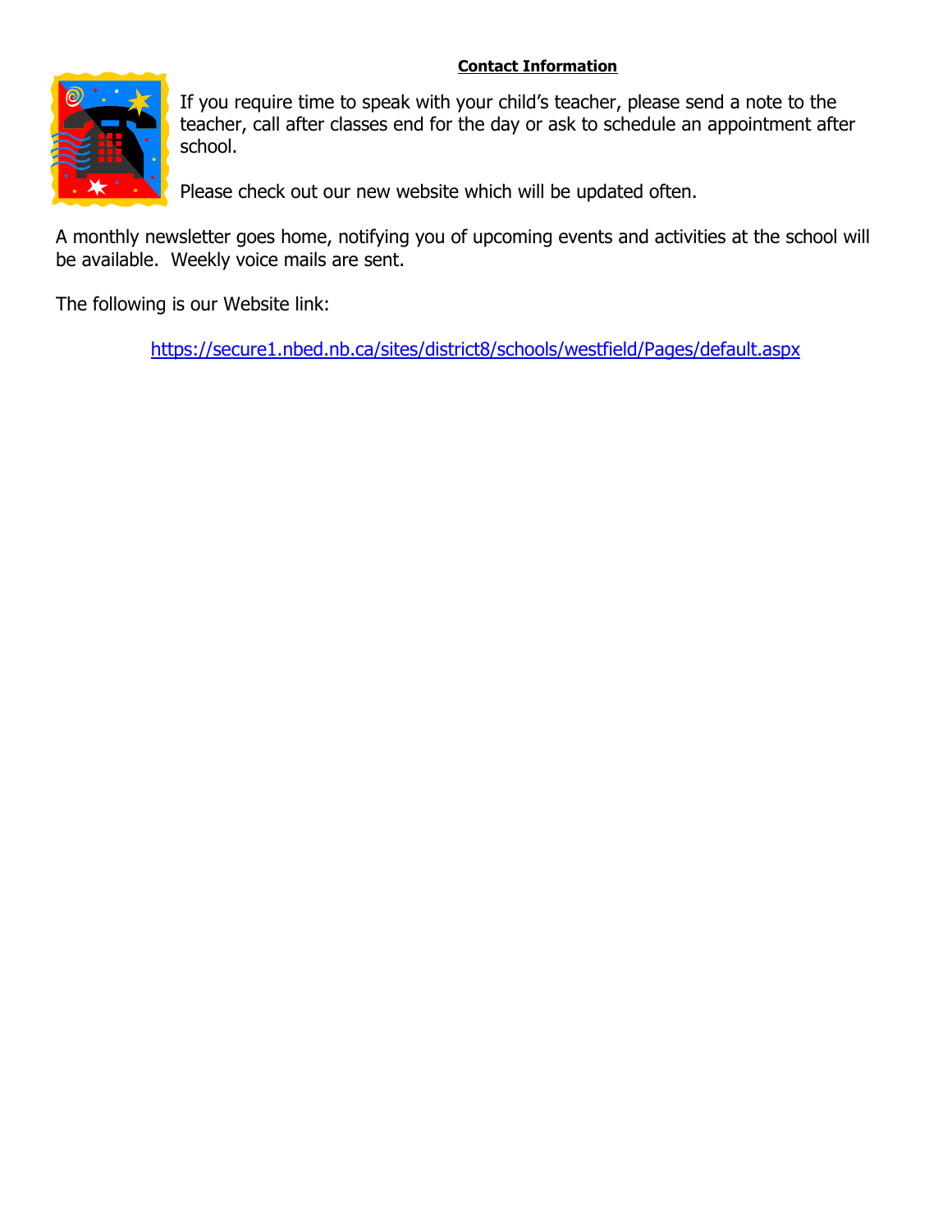**Contact Information**

If you require time to speak with your child's teacher, please send a note to the teacher, call after classes end for the day or ask to schedule an appointment after school.

Please check out our new website which will be updated often.

A monthly newsletter goes home, notifying you of upcoming events and activities at the school will be available. Weekly voice mails are sent.

The following is our Website link:

https://secure1.nbed.nb.ca/sites/district8/schools/westfield/Pages/default.aspx